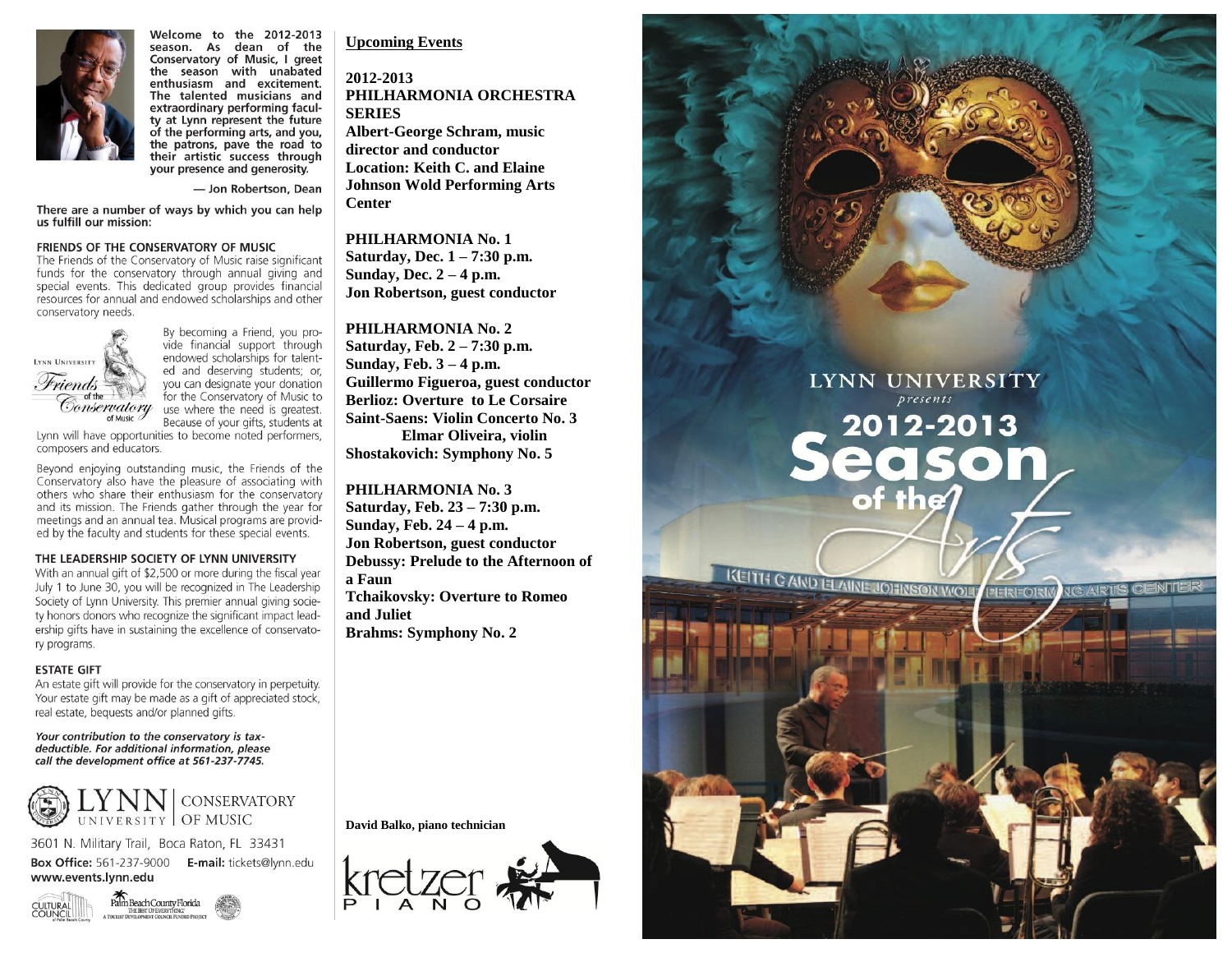Welcome to the 2012-2013 season. As dean of the Conservatory of Music, I greet the season with unabated enthusiasm and excitement. The talented musicians and extraordinary performing faculty at Lynn represent the future of the performing arts, and you, the patrons, pave the road to their artistic success through your presence and generosity.

— Jon Robertson, Dean

There are a number of ways by which you can help us fulfill our mission:

### FRIENDS OF THE CONSERVATORY OF MUSIC

The Friends of the Conservatory of Music raise significant funds for the conservatory through annual giving and special events. This dedicated group provides financial resources for annual and endowed scholarships and other conservatory needs.

By becoming a Friend, you provide financial support through endowed scholarships for talented and deserving students; or, you can designate your donation for the Conservatory of Music to use where the need is greatest. Because of your gifts, students at Lynn will have opportunities to become noted performers, composers and educators.

Beyond enjoying outstanding music, the Friends of the Conservatory also have the pleasure of associating with others who share their enthusiasm for the conservatory and its mission. The Friends gather through the year for meetings and an annual tea. Musical programs are provided by the faculty and students for these special events.

### THE LEADERSHIP SOCIETY OF LYNN UNIVERSITY

With an annual gift of $2,500 or more during the fiscal year July 1 to June 30, you will be recognized in The Leadership Society of Lynn University. This premier annual giving society honors donors who recognize the significant impact leadership gifts have in sustaining the excellence of conservatory programs.

### ESTATE GIFT

An estate gift will provide for the conservatory in perpetuity. Your estate gift may be made as a gift of appreciated stock, real estate, bequests and/or planned gifts.

***Your contribution to the conservatory is tax-deductible. For additional information, please call the development office at 561-237-7745.***

LYNN UNIVERSITY | CONSERVATORY OF MUSIC

3601 N. Military Trail, Boca Raton, FL 33431

**Box Office:** 561-237-9000 **E-mail:** tickets@lynn.edu

**www.events.lynn.edu**

## Upcoming Events

**2012-2013**
**PHILHARMONIA ORCHESTRA SERIES**
**Albert-George Schram, music director and conductor**
**Location: Keith C. and Elaine Johnson Wold Performing Arts Center**

**PHILHARMONIA No. 1**
**Saturday, Dec. 1 – 7:30 p.m.**
**Sunday, Dec. 2 – 4 p.m.**
**Jon Robertson, guest conductor**

**PHILHARMONIA No. 2**
**Saturday, Feb. 2 – 7:30 p.m.**
**Sunday, Feb. 3 – 4 p.m.**
**Guillermo Figueroa, guest conductor**
**Berlioz: Overture to Le Corsaire**
**Saint-Saens: Violin Concerto No. 3**
**Elmar Oliveira, violin**
**Shostakovich: Symphony No. 5**

**PHILHARMONIA No. 3**
**Saturday, Feb. 23 – 7:30 p.m.**
**Sunday, Feb. 24 – 4 p.m.**
**Jon Robertson, guest conductor**
**Debussy: Prelude to the Afternoon of a Faun**
**Tchaikovsky: Overture to Romeo and Juliet**
**Brahms: Symphony No. 2**

**David Balko, piano technician**

kretzer PIANO

LYNN UNIVERSITY *presents*

# 2012-2013 Season of the Arts

KEITH C. AND ELAINE JOHNSON WOLD PERFORMING ARTS CENTER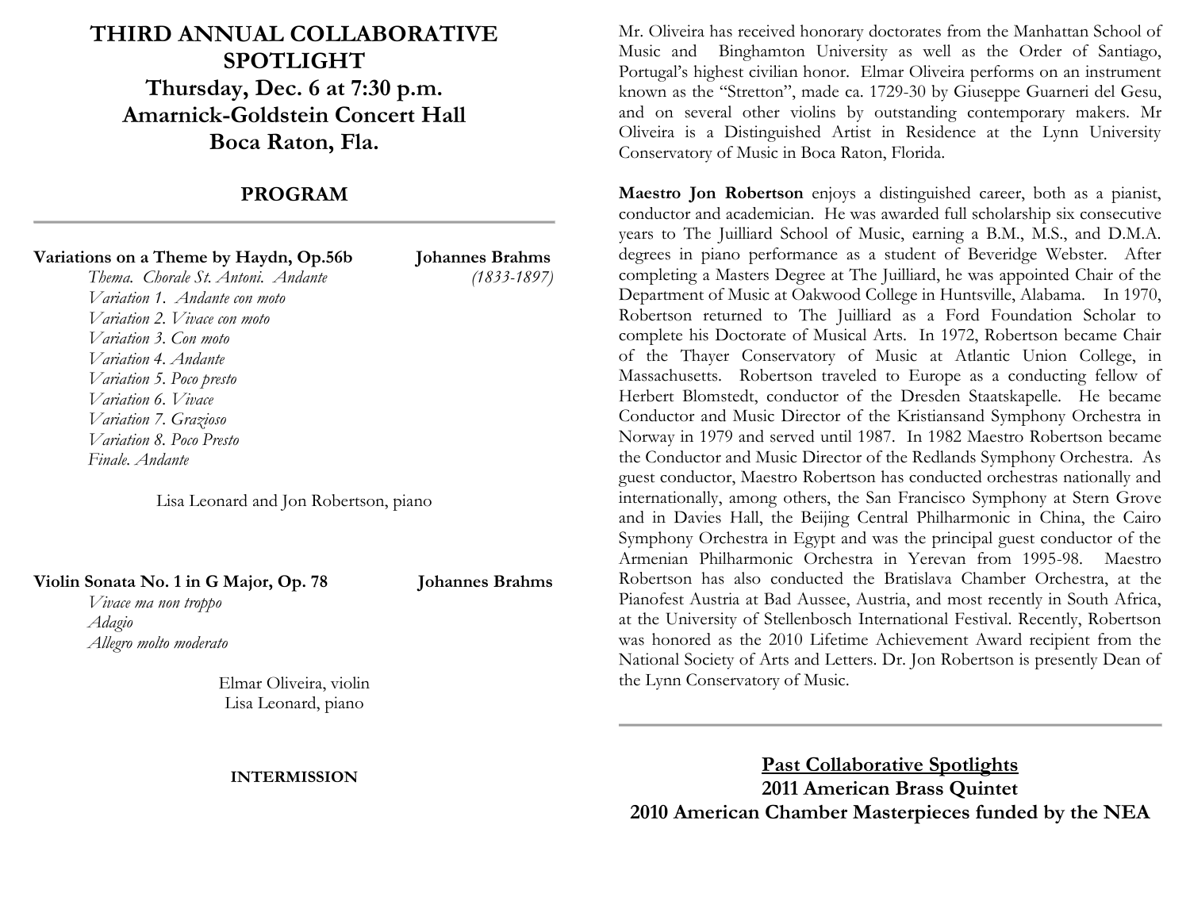# THIRD ANNUAL COLLABORATIVE SPOTLIGHT
## Thursday, Dec. 6 at 7:30 p.m.
## Amarnick-Goldstein Concert Hall
## Boca Raton, Fla.

### PROGRAM

---

**Variations on a Theme by Haydn, Op.56b** **Johannes Brahms**
*(1833-1897)*

*Thema. Chorale St. Antoni. Andante*
*Variation 1. Andante con moto*
*Variation 2. Vivace con moto*
*Variation 3. Con moto*
*Variation 4. Andante*
*Variation 5. Poco presto*
*Variation 6. Vivace*
*Variation 7. Grazioso*
*Variation 8. Poco Presto*
*Finale. Andante*

Lisa Leonard and Jon Robertson, piano

**Violin Sonata No. 1 in G Major, Op. 78** **Johannes Brahms**

*Vivace ma non troppo*
*Adagio*
*Allegro molto moderato*

Elmar Oliveira, violin
Lisa Leonard, piano

**INTERMISSION**

Mr. Oliveira has received honorary doctorates from the Manhattan School of Music and Binghamton University as well as the Order of Santiago, Portugal's highest civilian honor. Elmar Oliveira performs on an instrument known as the "Stretton", made ca. 1729-30 by Giuseppe Guarneri del Gesu, and on several other violins by outstanding contemporary makers. Mr Oliveira is a Distinguished Artist in Residence at the Lynn University Conservatory of Music in Boca Raton, Florida.

**Maestro Jon Robertson** enjoys a distinguished career, both as a pianist, conductor and academician. He was awarded full scholarship six consecutive years to The Juilliard School of Music, earning a B.M., M.S., and D.M.A. degrees in piano performance as a student of Beveridge Webster. After completing a Masters Degree at The Juilliard, he was appointed Chair of the Department of Music at Oakwood College in Huntsville, Alabama. In 1970, Robertson returned to The Juilliard as a Ford Foundation Scholar to complete his Doctorate of Musical Arts. In 1972, Robertson became Chair of the Thayer Conservatory of Music at Atlantic Union College, in Massachusetts. Robertson traveled to Europe as a conducting fellow of Herbert Blomstedt, conductor of the Dresden Staatskapelle. He became Conductor and Music Director of the Kristiansand Symphony Orchestra in Norway in 1979 and served until 1987. In 1982 Maestro Robertson became the Conductor and Music Director of the Redlands Symphony Orchestra. As guest conductor, Maestro Robertson has conducted orchestras nationally and internationally, among others, the San Francisco Symphony at Stern Grove and in Davies Hall, the Beijing Central Philharmonic in China, the Cairo Symphony Orchestra in Egypt and was the principal guest conductor of the Armenian Philharmonic Orchestra in Yerevan from 1995-98. Maestro Robertson has also conducted the Bratislava Chamber Orchestra, at the Pianofest Austria at Bad Aussee, Austria, and most recently in South Africa, at the University of Stellenbosch International Festival. Recently, Robertson was honored as the 2010 Lifetime Achievement Award recipient from the National Society of Arts and Letters. Dr. Jon Robertson is presently Dean of the Lynn Conservatory of Music.

---

**Past Collaborative Spotlights**
**2011 American Brass Quintet**
**2010 American Chamber Masterpieces funded by the NEA**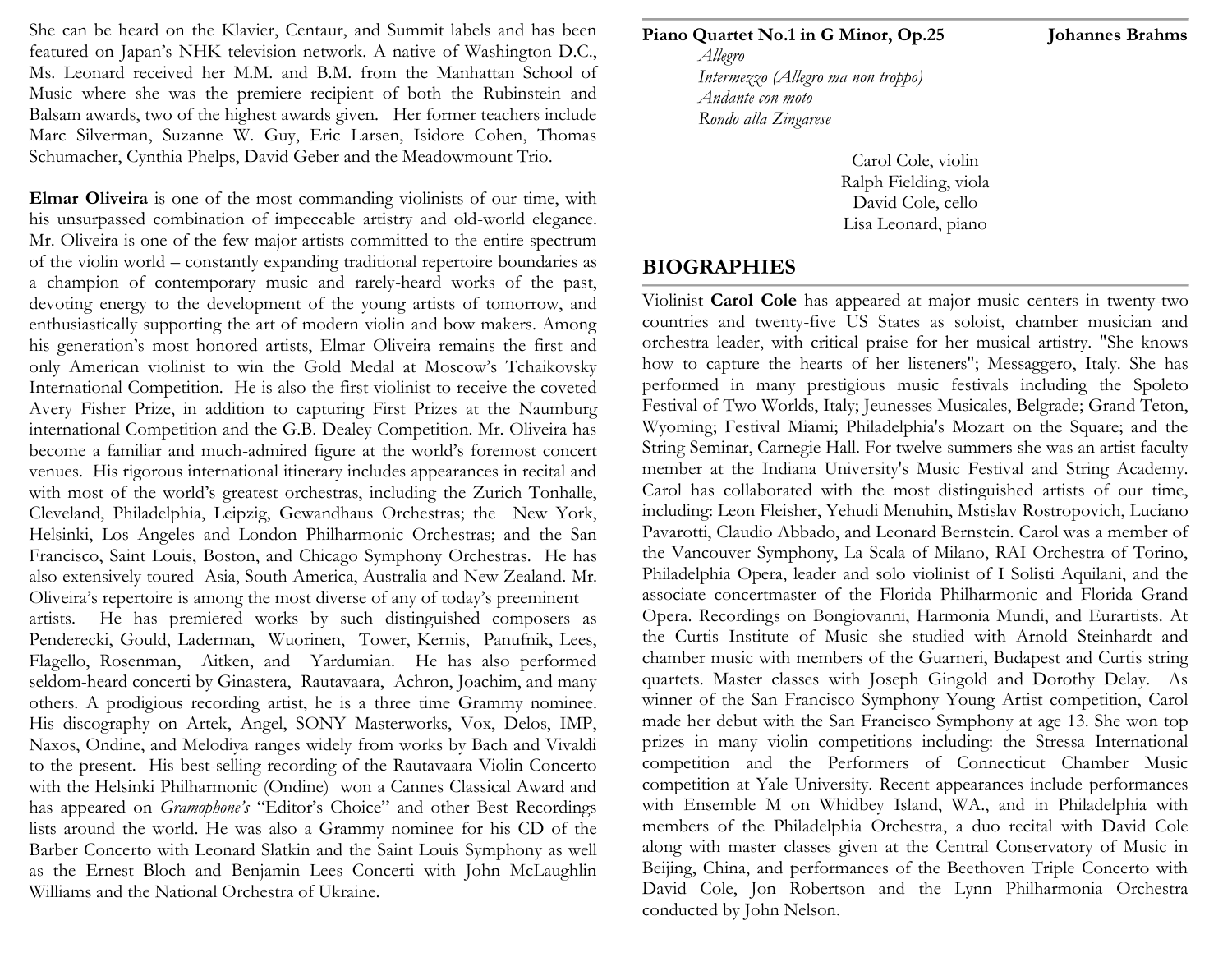She can be heard on the Klavier, Centaur, and Summit labels and has been featured on Japan's NHK television network. A native of Washington D.C., Ms. Leonard received her M.M. and B.M. from the Manhattan School of Music where she was the premiere recipient of both the Rubinstein and Balsam awards, two of the highest awards given. Her former teachers include Marc Silverman, Suzanne W. Guy, Eric Larsen, Isidore Cohen, Thomas Schumacher, Cynthia Phelps, David Geber and the Meadowmount Trio.

**Elmar Oliveira** is one of the most commanding violinists of our time, with his unsurpassed combination of impeccable artistry and old-world elegance. Mr. Oliveira is one of the few major artists committed to the entire spectrum of the violin world – constantly expanding traditional repertoire boundaries as a champion of contemporary music and rarely-heard works of the past, devoting energy to the development of the young artists of tomorrow, and enthusiastically supporting the art of modern violin and bow makers. Among his generation's most honored artists, Elmar Oliveira remains the first and only American violinist to win the Gold Medal at Moscow's Tchaikovsky International Competition. He is also the first violinist to receive the coveted Avery Fisher Prize, in addition to capturing First Prizes at the Naumburg international Competition and the G.B. Dealey Competition. Mr. Oliveira has become a familiar and much-admired figure at the world's foremost concert venues. His rigorous international itinerary includes appearances in recital and with most of the world's greatest orchestras, including the Zurich Tonhalle, Cleveland, Philadelphia, Leipzig, Gewandhaus Orchestras; the New York, Helsinki, Los Angeles and London Philharmonic Orchestras; and the San Francisco, Saint Louis, Boston, and Chicago Symphony Orchestras. He has also extensively toured Asia, South America, Australia and New Zealand. Mr. Oliveira's repertoire is among the most diverse of any of today's preeminent artists. He has premiered works by such distinguished composers as Penderecki, Gould, Laderman, Wuorinen, Tower, Kernis, Panufnik, Lees, Flagello, Rosenman, Aitken, and Yardumian. He has also performed seldom-heard concerti by Ginastera, Rautavaara, Achron, Joachim, and many others. A prodigious recording artist, he is a three time Grammy nominee. His discography on Artek, Angel, SONY Masterworks, Vox, Delos, IMP, Naxos, Ondine, and Melodiya ranges widely from works by Bach and Vivaldi to the present. His best-selling recording of the Rautavaara Violin Concerto with the Helsinki Philharmonic (Ondine) won a Cannes Classical Award and has appeared on *Gramophone's* "Editor's Choice" and other Best Recordings lists around the world. He was also a Grammy nominee for his CD of the Barber Concerto with Leonard Slatkin and the Saint Louis Symphony as well as the Ernest Bloch and Benjamin Lees Concerti with John McLaughlin Williams and the National Orchestra of Ukraine.

**Piano Quartet No.1 in G Minor, Op.25** — **Johannes Brahms**

*Allegro*
*Intermezzo (Allegro ma non troppo)*
*Andante con moto*
*Rondo alla Zingarese*

Carol Cole, violin
Ralph Fielding, viola
David Cole, cello
Lisa Leonard, piano

## BIOGRAPHIES

Violinist **Carol Cole** has appeared at major music centers in twenty-two countries and twenty-five US States as soloist, chamber musician and orchestra leader, with critical praise for her musical artistry. "She knows how to capture the hearts of her listeners"; Messaggero, Italy. She has performed in many prestigious music festivals including the Spoleto Festival of Two Worlds, Italy; Jeunesses Musicales, Belgrade; Grand Teton, Wyoming; Festival Miami; Philadelphia's Mozart on the Square; and the String Seminar, Carnegie Hall. For twelve summers she was an artist faculty member at the Indiana University's Music Festival and String Academy. Carol has collaborated with the most distinguished artists of our time, including: Leon Fleisher, Yehudi Menuhin, Mstislav Rostropovich, Luciano Pavarotti, Claudio Abbado, and Leonard Bernstein. Carol was a member of the Vancouver Symphony, La Scala of Milano, RAI Orchestra of Torino, Philadelphia Opera, leader and solo violinist of I Solisti Aquilani, and the associate concertmaster of the Florida Philharmonic and Florida Grand Opera. Recordings on Bongiovanni, Harmonia Mundi, and Eurartists. At the Curtis Institute of Music she studied with Arnold Steinhardt and chamber music with members of the Guarneri, Budapest and Curtis string quartets. Master classes with Joseph Gingold and Dorothy Delay. As winner of the San Francisco Symphony Young Artist competition, Carol made her debut with the San Francisco Symphony at age 13. She won top prizes in many violin competitions including: the Stressa International competition and the Performers of Connecticut Chamber Music competition at Yale University. Recent appearances include performances with Ensemble M on Whidbey Island, WA., and in Philadelphia with members of the Philadelphia Orchestra, a duo recital with David Cole along with master classes given at the Central Conservatory of Music in Beijing, China, and performances of the Beethoven Triple Concerto with David Cole, Jon Robertson and the Lynn Philharmonia Orchestra conducted by John Nelson.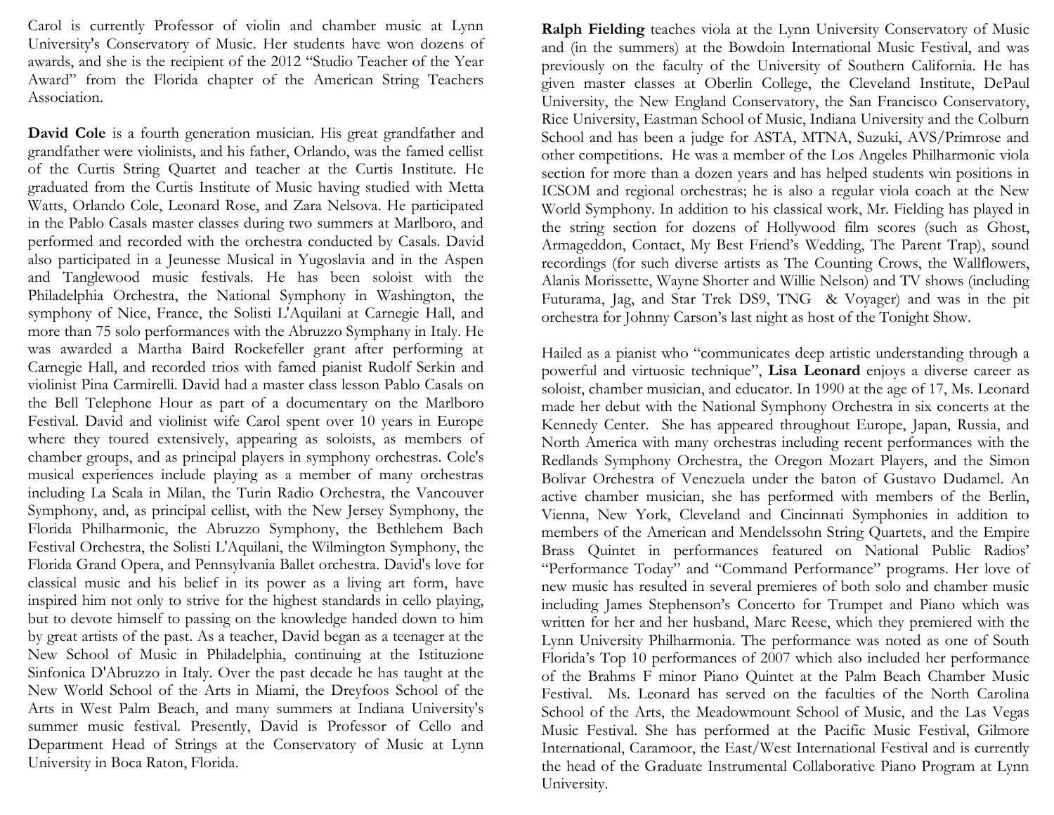Carol is currently Professor of violin and chamber music at Lynn University's Conservatory of Music. Her students have won dozens of awards, and she is the recipient of the 2012 "Studio Teacher of the Year Award" from the Florida chapter of the American String Teachers Association.

**David Cole** is a fourth generation musician. His great grandfather and grandfather were violinists, and his father, Orlando, was the famed cellist of the Curtis String Quartet and teacher at the Curtis Institute. He graduated from the Curtis Institute of Music having studied with Metta Watts, Orlando Cole, Leonard Rose, and Zara Nelsova. He participated in the Pablo Casals master classes during two summers at Marlboro, and performed and recorded with the orchestra conducted by Casals. David also participated in a Jeunesse Musical in Yugoslavia and in the Aspen and Tanglewood music festivals. He has been soloist with the Philadelphia Orchestra, the National Symphony in Washington, the symphony of Nice, France, the Solisti L'Aquilani at Carnegie Hall, and more than 75 solo performances with the Abruzzo Symphany in Italy. He was awarded a Martha Baird Rockefeller grant after performing at Carnegie Hall, and recorded trios with famed pianist Rudolf Serkin and violinist Pina Carmirelli. David had a master class lesson Pablo Casals on the Bell Telephone Hour as part of a documentary on the Marlboro Festival. David and violinist wife Carol spent over 10 years in Europe where they toured extensively, appearing as soloists, as members of chamber groups, and as principal players in symphony orchestras. Cole's musical experiences include playing as a member of many orchestras including La Scala in Milan, the Turin Radio Orchestra, the Vancouver Symphony, and, as principal cellist, with the New Jersey Symphony, the Florida Philharmonic, the Abruzzo Symphony, the Bethlehem Bach Festival Orchestra, the Solisti L'Aquilani, the Wilmington Symphony, the Florida Grand Opera, and Pennsylvania Ballet orchestra. David's love for classical music and his belief in its power as a living art form, have inspired him not only to strive for the highest standards in cello playing, but to devote himself to passing on the knowledge handed down to him by great artists of the past. As a teacher, David began as a teenager at the New School of Music in Philadelphia, continuing at the Istituzione Sinfonica D'Abruzzo in Italy. Over the past decade he has taught at the New World School of the Arts in Miami, the Dreyfoos School of the Arts in West Palm Beach, and many summers at Indiana University's summer music festival. Presently, David is Professor of Cello and Department Head of Strings at the Conservatory of Music at Lynn University in Boca Raton, Florida.

**Ralph Fielding** teaches viola at the Lynn University Conservatory of Music and (in the summers) at the Bowdoin International Music Festival, and was previously on the faculty of the University of Southern California. He has given master classes at Oberlin College, the Cleveland Institute, DePaul University, the New England Conservatory, the San Francisco Conservatory, Rice University, Eastman School of Music, Indiana University and the Colburn School and has been a judge for ASTA, MTNA, Suzuki, AVS/Primrose and other competitions. He was a member of the Los Angeles Philharmonic viola section for more than a dozen years and has helped students win positions in ICSOM and regional orchestras; he is also a regular viola coach at the New World Symphony. In addition to his classical work, Mr. Fielding has played in the string section for dozens of Hollywood film scores (such as Ghost, Armageddon, Contact, My Best Friend's Wedding, The Parent Trap), sound recordings (for such diverse artists as The Counting Crows, the Wallflowers, Alanis Morissette, Wayne Shorter and Willie Nelson) and TV shows (including Futurama, Jag, and Star Trek DS9, TNG & Voyager) and was in the pit orchestra for Johnny Carson's last night as host of the Tonight Show.

Hailed as a pianist who "communicates deep artistic understanding through a powerful and virtuosic technique", **Lisa Leonard** enjoys a diverse career as soloist, chamber musician, and educator. In 1990 at the age of 17, Ms. Leonard made her debut with the National Symphony Orchestra in six concerts at the Kennedy Center. She has appeared throughout Europe, Japan, Russia, and North America with many orchestras including recent performances with the Redlands Symphony Orchestra, the Oregon Mozart Players, and the Simon Bolivar Orchestra of Venezuela under the baton of Gustavo Dudamel. An active chamber musician, she has performed with members of the Berlin, Vienna, New York, Cleveland and Cincinnati Symphonies in addition to members of the American and Mendelssohn String Quartets, and the Empire Brass Quintet in performances featured on National Public Radios' "Performance Today" and "Command Performance" programs. Her love of new music has resulted in several premieres of both solo and chamber music including James Stephenson's Concerto for Trumpet and Piano which was written for her and her husband, Marc Reese, which they premiered with the Lynn University Philharmonia. The performance was noted as one of South Florida's Top 10 performances of 2007 which also included her performance of the Brahms F minor Piano Quintet at the Palm Beach Chamber Music Festival. Ms. Leonard has served on the faculties of the North Carolina School of the Arts, the Meadowmount School of Music, and the Las Vegas Music Festival. She has performed at the Pacific Music Festival, Gilmore International, Caramoor, the East/West International Festival and is currently the head of the Graduate Instrumental Collaborative Piano Program at Lynn University.